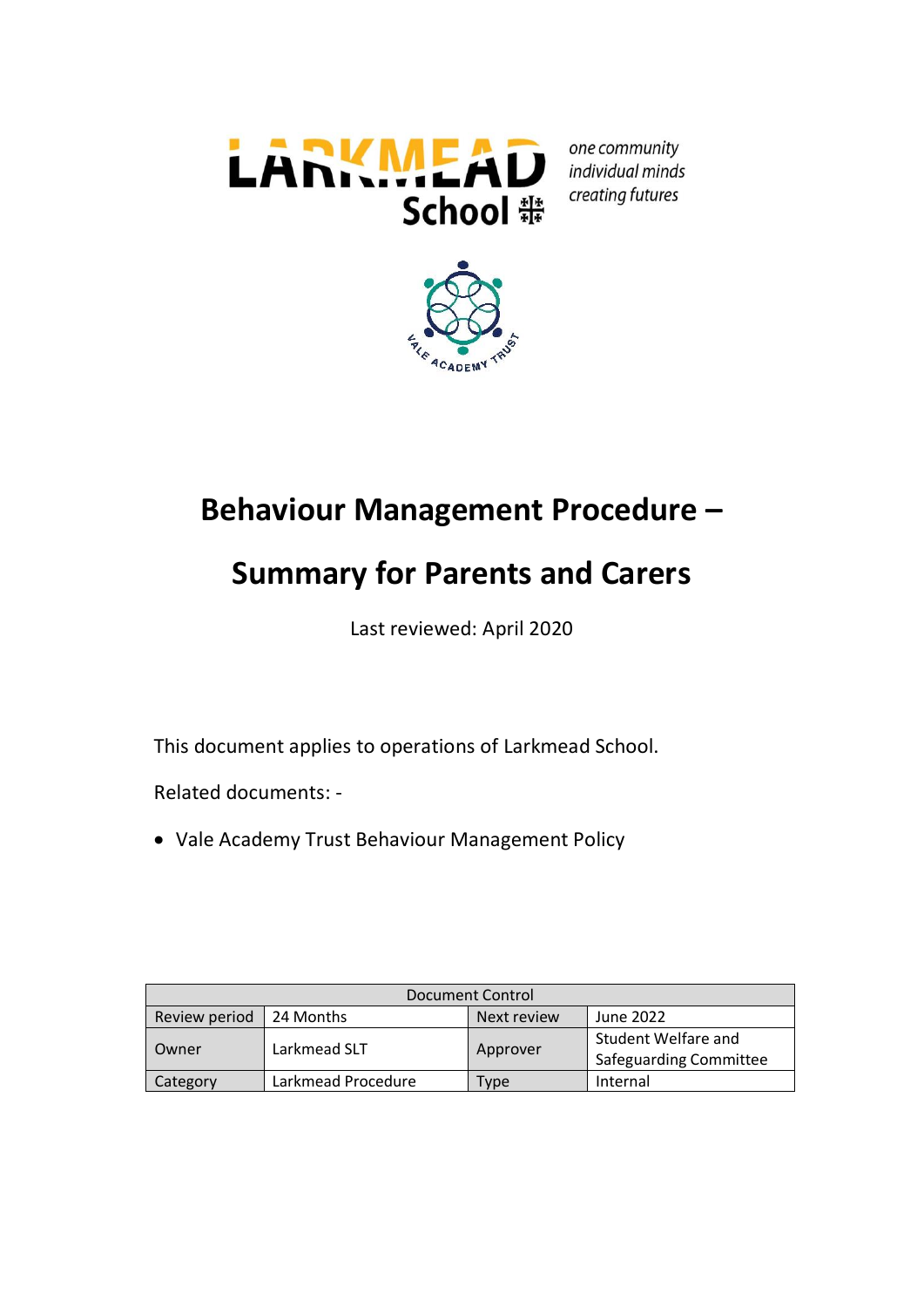# Behaviour Management Procedure –

# Summary for Parents and Carers

Last reviewed: April 2020

This document applies to operations of Larkmead School.

Related documents: -

- Vale Academy Trust Behaviour Management Policy

| Document Control | | | |
|---|---|---|---|
| Review period | 24 Months | Next review | June 2022 |
| Owner | Larkmead SLT | Approver | Student Welfare and Safeguarding Committee |
| Category | Larkmead Procedure | Type | Internal |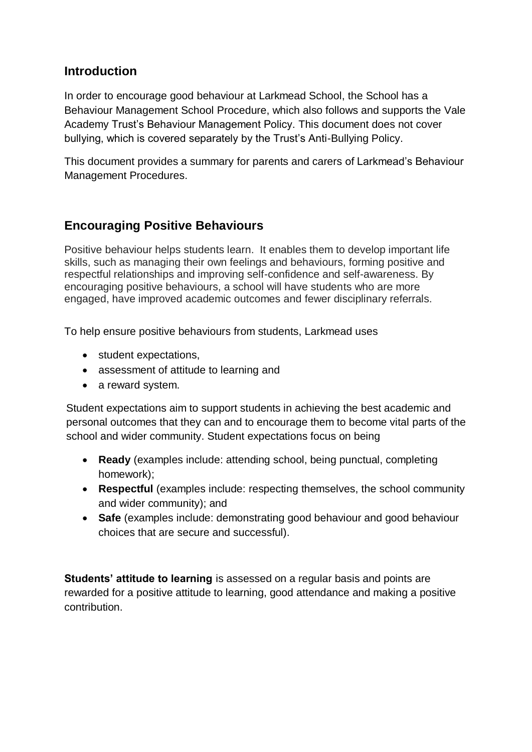## Introduction

In order to encourage good behaviour at Larkmead School, the School has a Behaviour Management School Procedure, which also follows and supports the Vale Academy Trust's Behaviour Management Policy. This document does not cover bullying, which is covered separately by the Trust's Anti-Bullying Policy.

This document provides a summary for parents and carers of Larkmead's Behaviour Management Procedures.

## Encouraging Positive Behaviours

Positive behaviour helps students learn. It enables them to develop important life skills, such as managing their own feelings and behaviours, forming positive and respectful relationships and improving self-confidence and self-awareness. By encouraging positive behaviours, a school will have students who are more engaged, have improved academic outcomes and fewer disciplinary referrals.

To help ensure positive behaviours from students, Larkmead uses

- student expectations,
- assessment of attitude to learning and
- a reward system.

Student expectations aim to support students in achieving the best academic and personal outcomes that they can and to encourage them to become vital parts of the school and wider community. Student expectations focus on being

- **Ready** (examples include: attending school, being punctual, completing homework);
- **Respectful** (examples include: respecting themselves, the school community and wider community); and
- **Safe** (examples include: demonstrating good behaviour and good behaviour choices that are secure and successful).

**Students' attitude to learning** is assessed on a regular basis and points are rewarded for a positive attitude to learning, good attendance and making a positive contribution.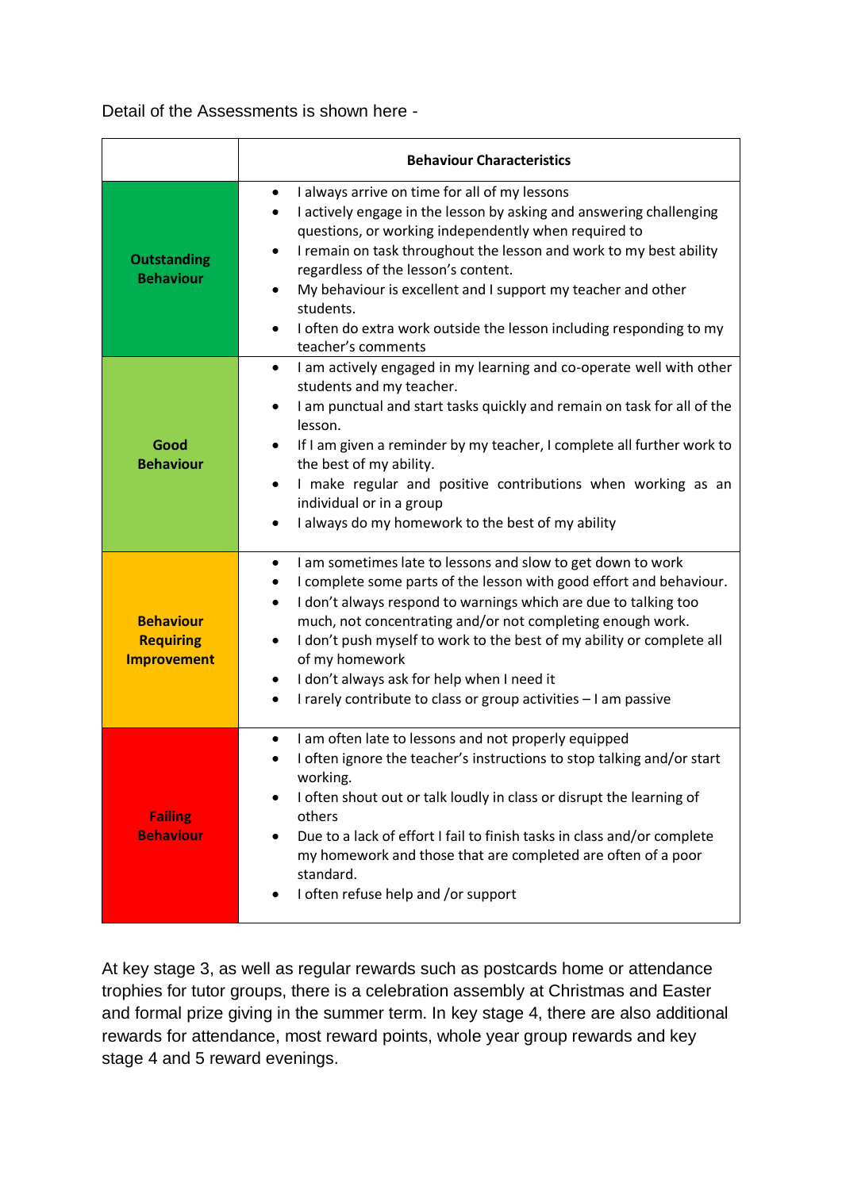Detail of the Assessments is shown here -

| | Behaviour Characteristics |
|---|---|
| **Outstanding Behaviour** | • I always arrive on time for all of my lessons<br>• I actively engage in the lesson by asking and answering challenging questions, or working independently when required to<br>• I remain on task throughout the lesson and work to my best ability regardless of the lesson's content.<br>• My behaviour is excellent and I support my teacher and other students.<br>• I often do extra work outside the lesson including responding to my teacher's comments |
| **Good Behaviour** | • I am actively engaged in my learning and co-operate well with other students and my teacher.<br>• I am punctual and start tasks quickly and remain on task for all of the lesson.<br>• If I am given a reminder by my teacher, I complete all further work to the best of my ability.<br>• I make regular and positive contributions when working as an individual or in a group<br>• I always do my homework to the best of my ability |
| **Behaviour Requiring Improvement** | • I am sometimes late to lessons and slow to get down to work<br>• I complete some parts of the lesson with good effort and behaviour.<br>• I don't always respond to warnings which are due to talking too much, not concentrating and/or not completing enough work.<br>• I don't push myself to work to the best of my ability or complete all of my homework<br>• I don't always ask for help when I need it<br>• I rarely contribute to class or group activities – I am passive |
| **Failing Behaviour** | • I am often late to lessons and not properly equipped<br>• I often ignore the teacher's instructions to stop talking and/or start working.<br>• I often shout out or talk loudly in class or disrupt the learning of others<br>• Due to a lack of effort I fail to finish tasks in class and/or complete my homework and those that are completed are often of a poor standard.<br>• I often refuse help and /or support |

At key stage 3, as well as regular rewards such as postcards home or attendance trophies for tutor groups, there is a celebration assembly at Christmas and Easter and formal prize giving in the summer term. In key stage 4, there are also additional rewards for attendance, most reward points, whole year group rewards and key stage 4 and 5 reward evenings.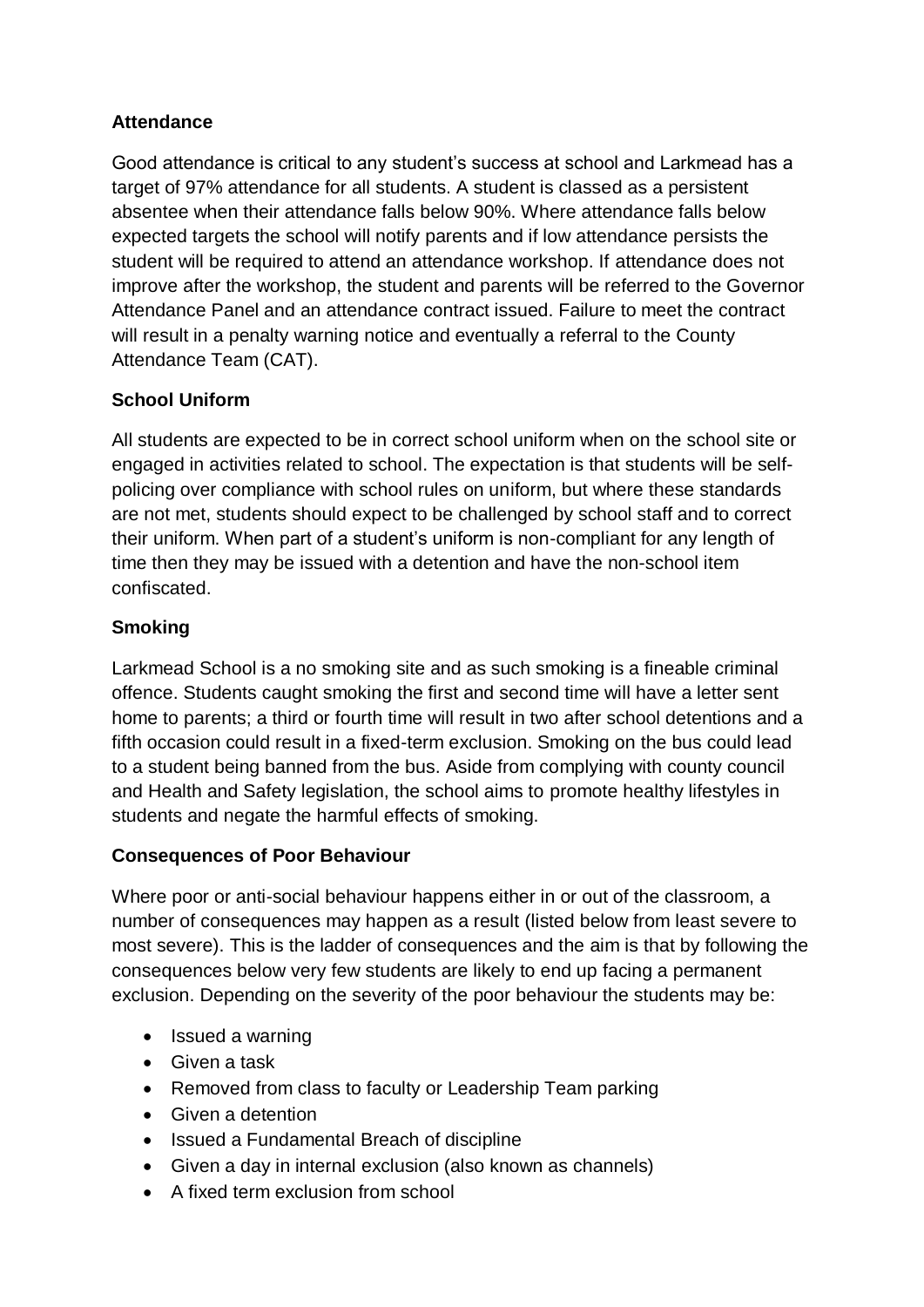**Attendance**

Good attendance is critical to any student's success at school and Larkmead has a target of 97% attendance for all students. A student is classed as a persistent absentee when their attendance falls below 90%. Where attendance falls below expected targets the school will notify parents and if low attendance persists the student will be required to attend an attendance workshop. If attendance does not improve after the workshop, the student and parents will be referred to the Governor Attendance Panel and an attendance contract issued. Failure to meet the contract will result in a penalty warning notice and eventually a referral to the County Attendance Team (CAT).

**School Uniform**

All students are expected to be in correct school uniform when on the school site or engaged in activities related to school. The expectation is that students will be self-policing over compliance with school rules on uniform, but where these standards are not met, students should expect to be challenged by school staff and to correct their uniform. When part of a student's uniform is non-compliant for any length of time then they may be issued with a detention and have the non-school item confiscated.

**Smoking**

Larkmead School is a no smoking site and as such smoking is a fineable criminal offence. Students caught smoking the first and second time will have a letter sent home to parents; a third or fourth time will result in two after school detentions and a fifth occasion could result in a fixed-term exclusion. Smoking on the bus could lead to a student being banned from the bus. Aside from complying with county council and Health and Safety legislation, the school aims to promote healthy lifestyles in students and negate the harmful effects of smoking.

**Consequences of Poor Behaviour**

Where poor or anti-social behaviour happens either in or out of the classroom, a number of consequences may happen as a result (listed below from least severe to most severe). This is the ladder of consequences and the aim is that by following the consequences below very few students are likely to end up facing a permanent exclusion. Depending on the severity of the poor behaviour the students may be:

- Issued a warning
- Given a task
- Removed from class to faculty or Leadership Team parking
- Given a detention
- Issued a Fundamental Breach of discipline
- Given a day in internal exclusion (also known as channels)
- A fixed term exclusion from school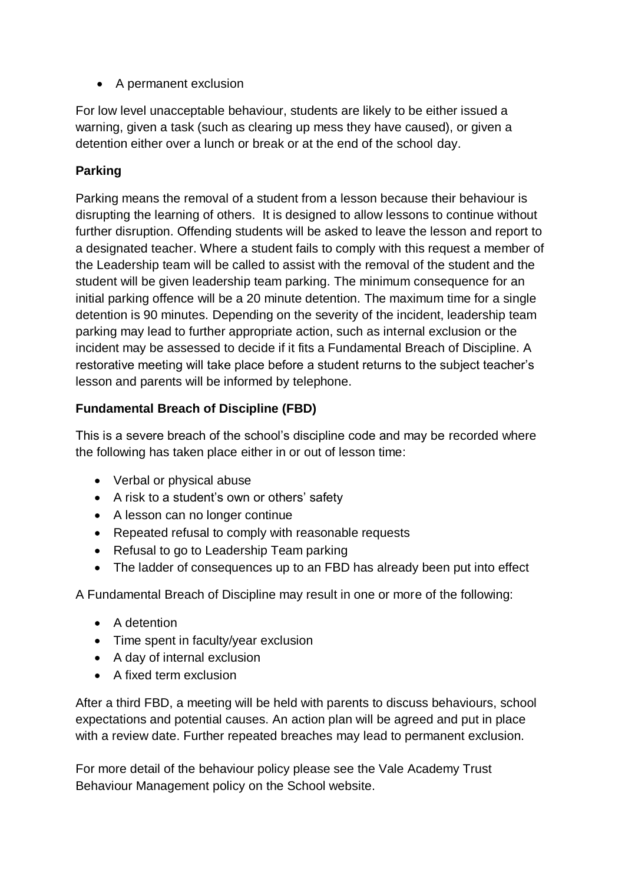- A permanent exclusion

For low level unacceptable behaviour, students are likely to be either issued a warning, given a task (such as clearing up mess they have caused), or given a detention either over a lunch or break or at the end of the school day.

**Parking**

Parking means the removal of a student from a lesson because their behaviour is disrupting the learning of others. It is designed to allow lessons to continue without further disruption. Offending students will be asked to leave the lesson and report to a designated teacher. Where a student fails to comply with this request a member of the Leadership team will be called to assist with the removal of the student and the student will be given leadership team parking. The minimum consequence for an initial parking offence will be a 20 minute detention. The maximum time for a single detention is 90 minutes. Depending on the severity of the incident, leadership team parking may lead to further appropriate action, such as internal exclusion or the incident may be assessed to decide if it fits a Fundamental Breach of Discipline. A restorative meeting will take place before a student returns to the subject teacher's lesson and parents will be informed by telephone.

**Fundamental Breach of Discipline (FBD)**

This is a severe breach of the school's discipline code and may be recorded where the following has taken place either in or out of lesson time:

- Verbal or physical abuse
- A risk to a student's own or others' safety
- A lesson can no longer continue
- Repeated refusal to comply with reasonable requests
- Refusal to go to Leadership Team parking
- The ladder of consequences up to an FBD has already been put into effect

A Fundamental Breach of Discipline may result in one or more of the following:

- A detention
- Time spent in faculty/year exclusion
- A day of internal exclusion
- A fixed term exclusion

After a third FBD, a meeting will be held with parents to discuss behaviours, school expectations and potential causes. An action plan will be agreed and put in place with a review date. Further repeated breaches may lead to permanent exclusion.

For more detail of the behaviour policy please see the Vale Academy Trust Behaviour Management policy on the School website.